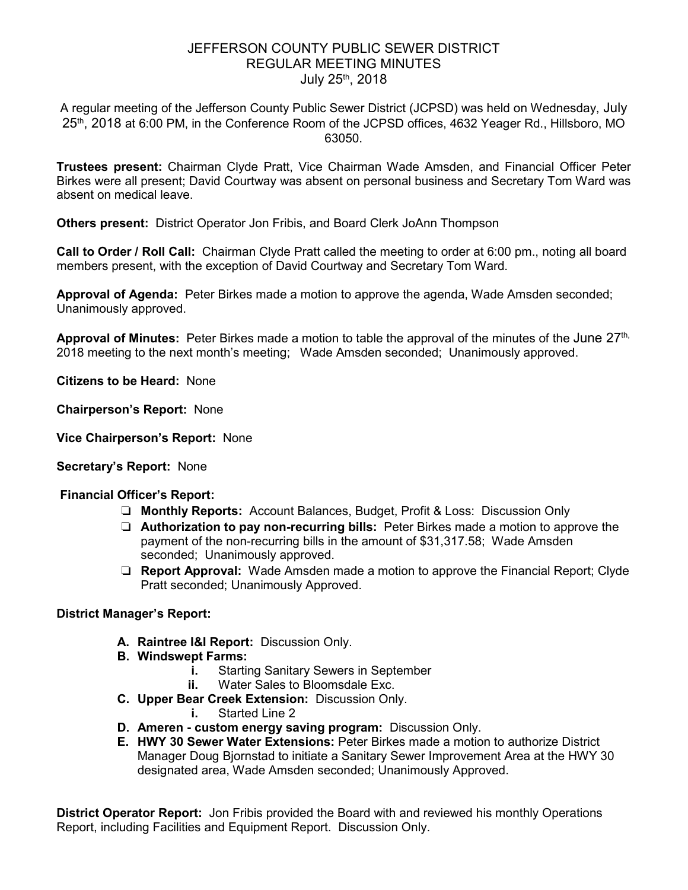# JEFFERSON COUNTY PUBLIC SEWER DISTRICT
## REGULAR MEETING MINUTES
### July 25th, 2018

A regular meeting of the Jefferson County Public Sewer District (JCPSD) was held on Wednesday, July 25th, 2018 at 6:00 PM, in the Conference Room of the JCPSD offices, 4632 Yeager Rd., Hillsboro, MO 63050.

**Trustees present:** Chairman Clyde Pratt, Vice Chairman Wade Amsden, and Financial Officer Peter Birkes were all present; David Courtway was absent on personal business and Secretary Tom Ward was absent on medical leave.

**Others present:** District Operator Jon Fribis, and Board Clerk JoAnn Thompson

**Call to Order / Roll Call:** Chairman Clyde Pratt called the meeting to order at 6:00 pm., noting all board members present, with the exception of David Courtway and Secretary Tom Ward.

**Approval of Agenda:** Peter Birkes made a motion to approve the agenda, Wade Amsden seconded; Unanimously approved.

**Approval of Minutes:** Peter Birkes made a motion to table the approval of the minutes of the June 27th, 2018 meeting to the next month's meeting; Wade Amsden seconded; Unanimously approved.

**Citizens to be Heard:** None

**Chairperson's Report:** None

**Vice Chairperson's Report:** None

**Secretary's Report:** None

**Financial Officer's Report:**

- **Monthly Reports:** Account Balances, Budget, Profit & Loss: Discussion Only
- **Authorization to pay non-recurring bills:** Peter Birkes made a motion to approve the payment of the non-recurring bills in the amount of $31,317.58; Wade Amsden seconded; Unanimously approved.
- **Report Approval:** Wade Amsden made a motion to approve the Financial Report; Clyde Pratt seconded; Unanimously Approved.

**District Manager's Report:**

- **A. Raintree I&I Report:** Discussion Only.
- **B. Windswept Farms:**
  - **i.** Starting Sanitary Sewers in September
  - **ii.** Water Sales to Bloomsdale Exc.
- **C. Upper Bear Creek Extension:** Discussion Only.
  - **i.** Started Line 2
- **D. Ameren - custom energy saving program:** Discussion Only.
- **E. HWY 30 Sewer Water Extensions:** Peter Birkes made a motion to authorize District Manager Doug Bjornstad to initiate a Sanitary Sewer Improvement Area at the HWY 30 designated area, Wade Amsden seconded; Unanimously Approved.

**District Operator Report:** Jon Fribis provided the Board with and reviewed his monthly Operations Report, including Facilities and Equipment Report. Discussion Only.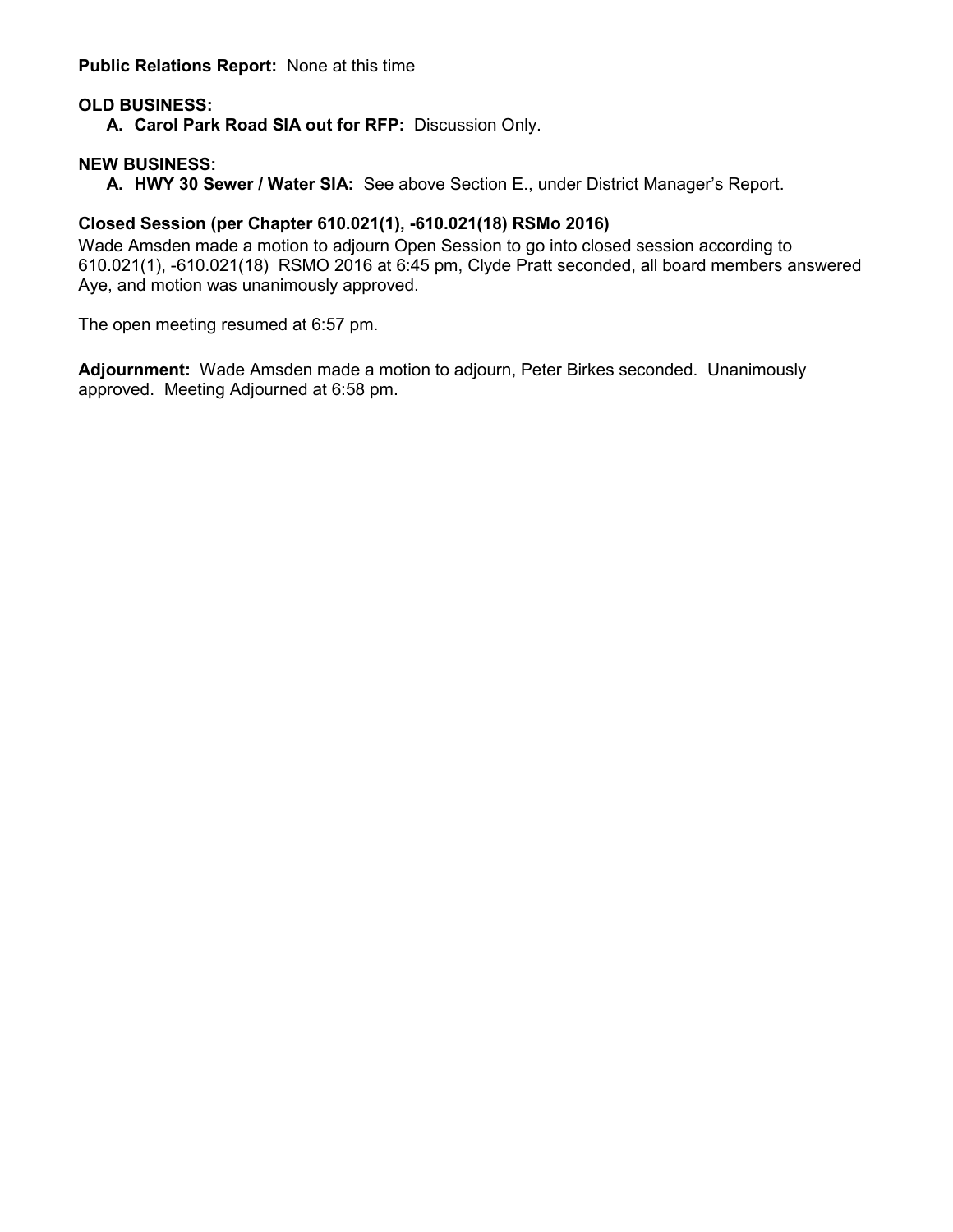**Public Relations Report:** None at this time

**OLD BUSINESS:**

A. **Carol Park Road SIA out for RFP:** Discussion Only.

**NEW BUSINESS:**

A. **HWY 30 Sewer / Water SIA:** See above Section E., under District Manager's Report.

**Closed Session (per Chapter 610.021(1), -610.021(18) RSMo 2016)**

Wade Amsden made a motion to adjourn Open Session to go into closed session according to 610.021(1), -610.021(18) RSMO 2016 at 6:45 pm, Clyde Pratt seconded, all board members answered Aye, and motion was unanimously approved.

The open meeting resumed at 6:57 pm.

**Adjournment:** Wade Amsden made a motion to adjourn, Peter Birkes seconded. Unanimously approved. Meeting Adjourned at 6:58 pm.